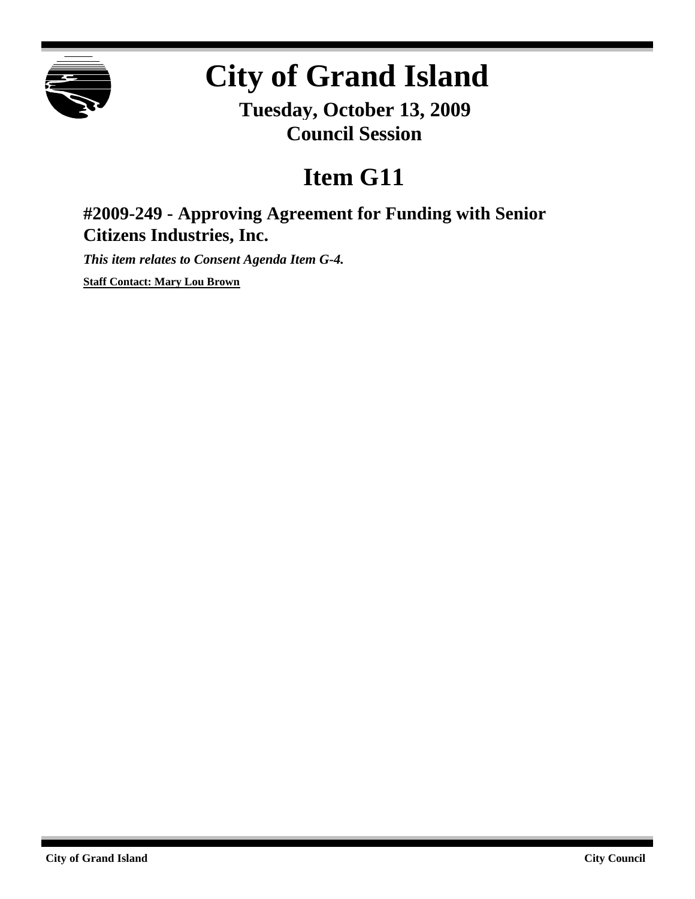# City of Grand Island

**Tuesday, October 13, 2009**
**Council Session**

# Item G11

## #2009-249 - Approving Agreement for Funding with Senior Citizens Industries, Inc.

***This item relates to Consent Agenda Item G-4.***

**Staff Contact: Mary Lou Brown**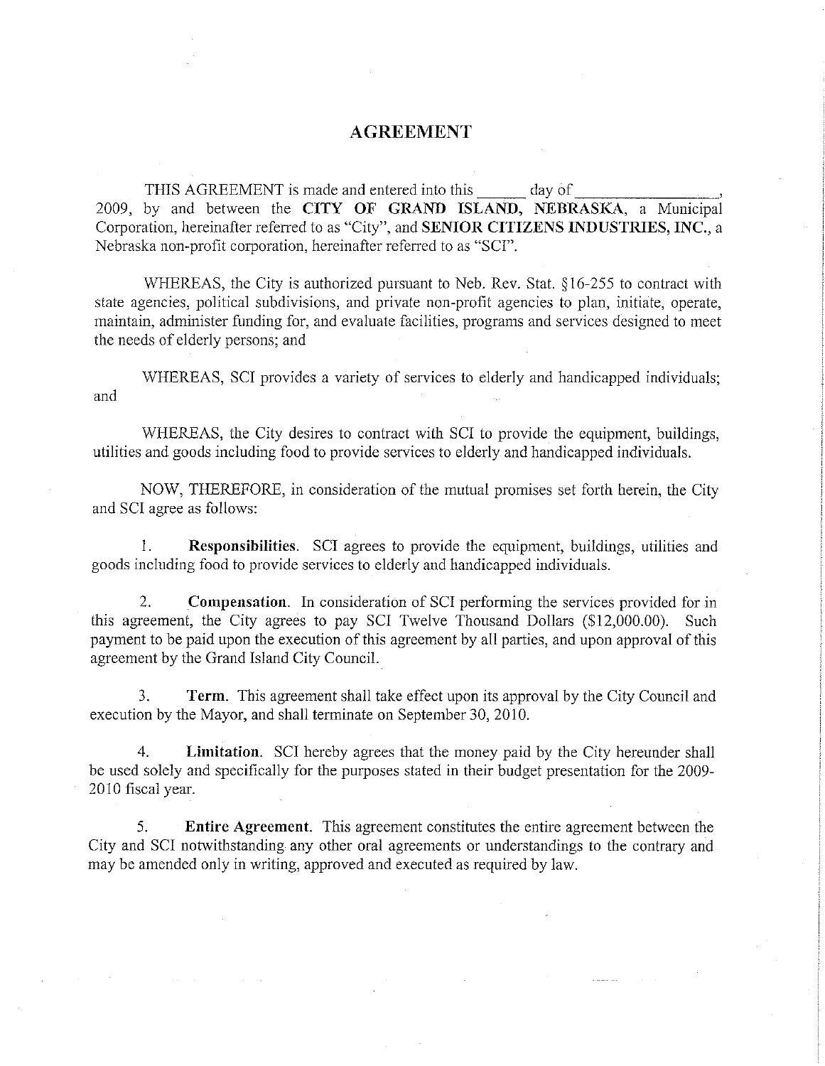# AGREEMENT

THIS AGREEMENT is made and entered into this ______ day of ________________, 2009, by and between the **CITY OF GRAND ISLAND, NEBRASKA**, a Municipal Corporation, hereinafter referred to as "City", and **SENIOR CITIZENS INDUSTRIES, INC.**, a Nebraska non-profit corporation, hereinafter referred to as "SCI".

WHEREAS, the City is authorized pursuant to Neb. Rev. Stat. §16-255 to contract with state agencies, political subdivisions, and private non-profit agencies to plan, initiate, operate, maintain, administer funding for, and evaluate facilities, programs and services designed to meet the needs of elderly persons; and

WHEREAS, SCI provides a variety of services to elderly and handicapped individuals; and

WHEREAS, the City desires to contract with SCI to provide the equipment, buildings, utilities and goods including food to provide services to elderly and handicapped individuals.

NOW, THEREFORE, in consideration of the mutual promises set forth herein, the City and SCI agree as follows:

1. **Responsibilities**. SCI agrees to provide the equipment, buildings, utilities and goods including food to provide services to elderly and handicapped individuals.

2. **Compensation**. In consideration of SCI performing the services provided for in this agreement, the City agrees to pay SCI Twelve Thousand Dollars ($12,000.00). Such payment to be paid upon the execution of this agreement by all parties, and upon approval of this agreement by the Grand Island City Council.

3. **Term**. This agreement shall take effect upon its approval by the City Council and execution by the Mayor, and shall terminate on September 30, 2010.

4. **Limitation**. SCI hereby agrees that the money paid by the City hereunder shall be used solely and specifically for the purposes stated in their budget presentation for the 2009-2010 fiscal year.

5. **Entire Agreement**. This agreement constitutes the entire agreement between the City and SCI notwithstanding any other oral agreements or understandings to the contrary and may be amended only in writing, approved and executed as required by law.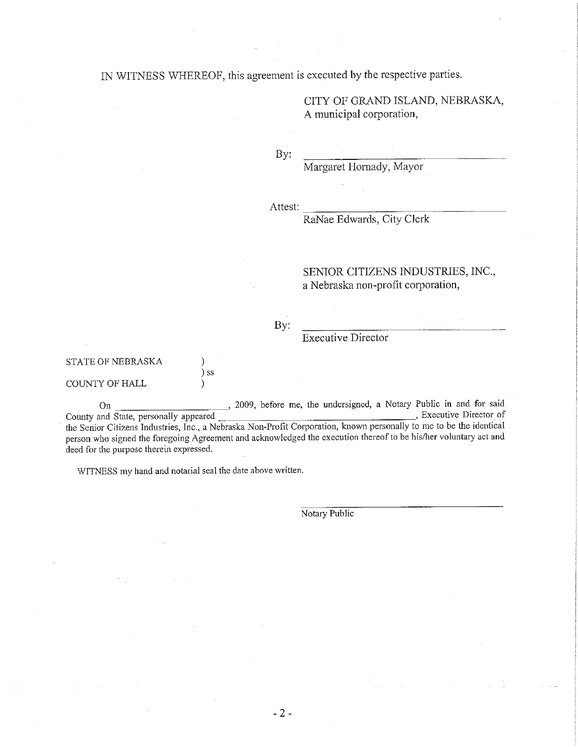IN WITNESS WHEREOF, this agreement is executed by the respective parties.

CITY OF GRAND ISLAND, NEBRASKA,
A municipal corporation,

By: ______________________________
Margaret Hornady, Mayor

Attest: ______________________________
RaNae Edwards, City Clerk

SENIOR CITIZENS INDUSTRIES, INC.,
a Nebraska non-profit corporation,

By: ______________________________
Executive Director

STATE OF NEBRASKA )
) ss
COUNTY OF HALL )

On ____________________, 2009, before me, the undersigned, a Notary Public in and for said County and State, personally appeared ______________________________, Executive Director of the Senior Citizens Industries, Inc., a Nebraska Non-Profit Corporation, known personally to me to be the identical person who signed the foregoing Agreement and acknowledged the execution thereof to be his/her voluntary act and deed for the purpose therein expressed.

WITNESS my hand and notarial seal the date above written.

______________________________
Notary Public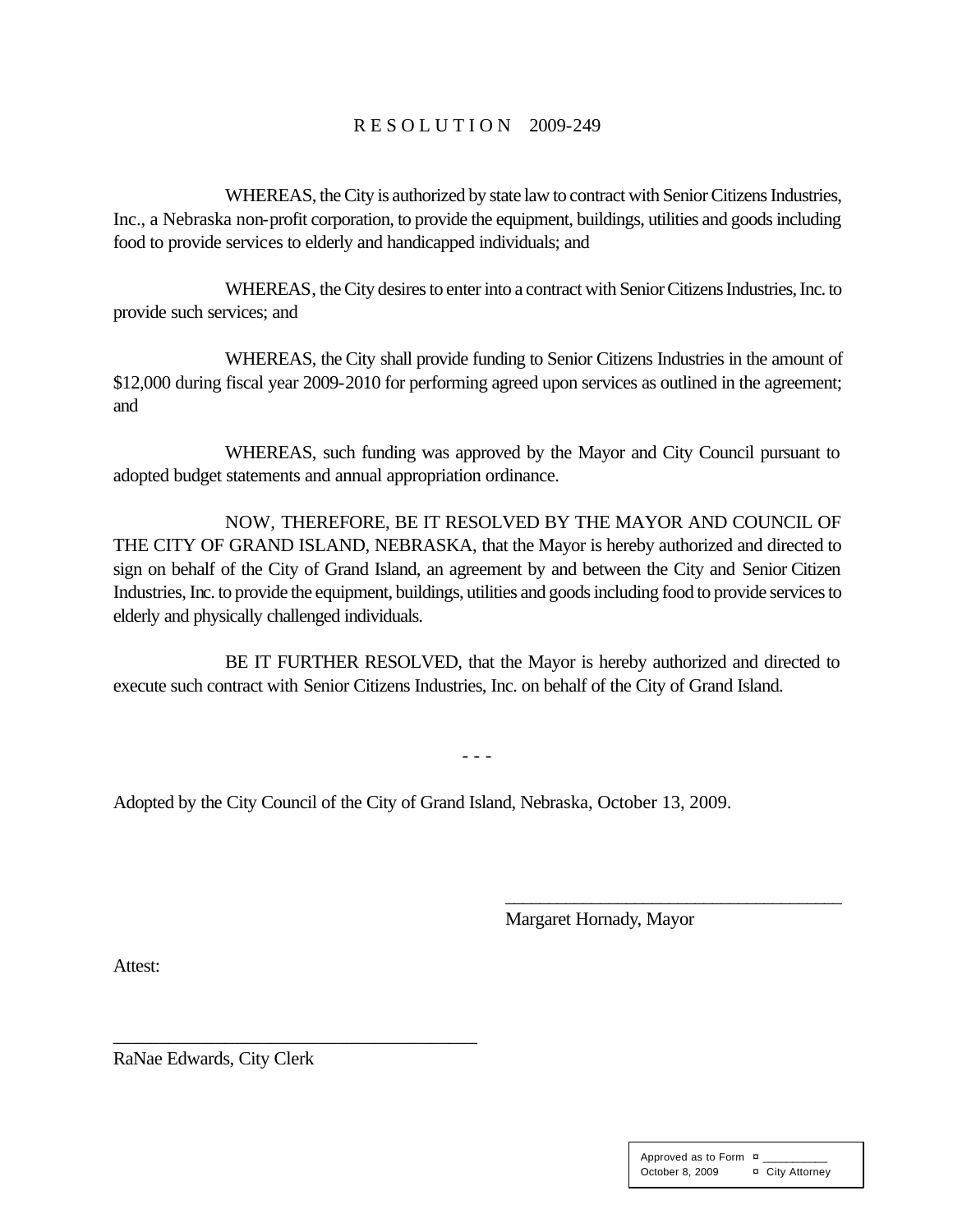# R E S O L U T I O N 2009-249

WHEREAS, the City is authorized by state law to contract with Senior Citizens Industries, Inc., a Nebraska non-profit corporation, to provide the equipment, buildings, utilities and goods including food to provide services to elderly and handicapped individuals; and

WHEREAS, the City desires to enter into a contract with Senior Citizens Industries, Inc. to provide such services; and

WHEREAS, the City shall provide funding to Senior Citizens Industries in the amount of $12,000 during fiscal year 2009-2010 for performing agreed upon services as outlined in the agreement; and

WHEREAS, such funding was approved by the Mayor and City Council pursuant to adopted budget statements and annual appropriation ordinance.

NOW, THEREFORE, BE IT RESOLVED BY THE MAYOR AND COUNCIL OF THE CITY OF GRAND ISLAND, NEBRASKA, that the Mayor is hereby authorized and directed to sign on behalf of the City of Grand Island, an agreement by and between the City and Senior Citizen Industries, Inc. to provide the equipment, buildings, utilities and goods including food to provide services to elderly and physically challenged individuals.

BE IT FURTHER RESOLVED, that the Mayor is hereby authorized and directed to execute such contract with Senior Citizens Industries, Inc. on behalf of the City of Grand Island.

- - -

Adopted by the City Council of the City of Grand Island, Nebraska, October 13, 2009.

_____________________________________
Margaret Hornady, Mayor

Attest:

_____________________________________
RaNae Edwards, City Clerk

Approved as to Form ¤ __________
October 8, 2009 ¤ City Attorney